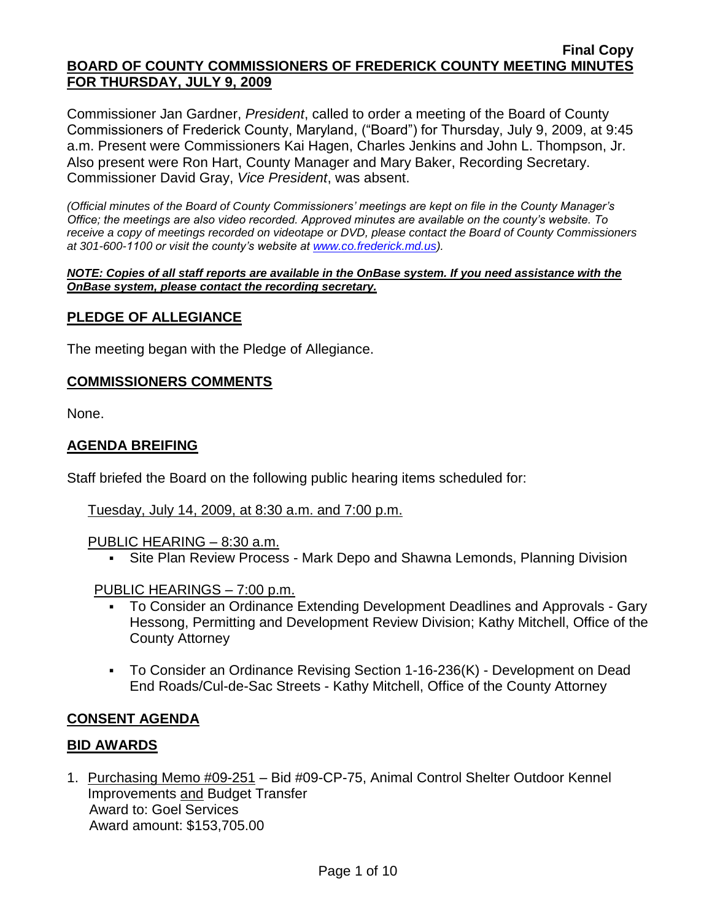**Final Copy**

# BOARD OF COUNTY COMMISSIONERS OF FREDERICK COUNTY MEETING MINUTES FOR THURSDAY, JULY 9, 2009

Commissioner Jan Gardner, *President*, called to order a meeting of the Board of County Commissioners of Frederick County, Maryland, ("Board") for Thursday, July 9, 2009, at 9:45 a.m. Present were Commissioners Kai Hagen, Charles Jenkins and John L. Thompson, Jr. Also present were Ron Hart, County Manager and Mary Baker, Recording Secretary. Commissioner David Gray, *Vice President*, was absent.

*(Official minutes of the Board of County Commissioners' meetings are kept on file in the County Manager's Office; the meetings are also video recorded. Approved minutes are available on the county's website. To receive a copy of meetings recorded on videotape or DVD, please contact the Board of County Commissioners at 301-600-1100 or visit the county's website at www.co.frederick.md.us).*

***NOTE: Copies of all staff reports are available in the OnBase system. If you need assistance with the OnBase system, please contact the recording secretary.***

## PLEDGE OF ALLEGIANCE

The meeting began with the Pledge of Allegiance.

## COMMISSIONERS COMMENTS

None.

## AGENDA BREIFING

Staff briefed the Board on the following public hearing items scheduled for:

Tuesday, July 14, 2009, at 8:30 a.m. and 7:00 p.m.

PUBLIC HEARING – 8:30 a.m.

- Site Plan Review Process - Mark Depo and Shawna Lemonds, Planning Division

PUBLIC HEARINGS – 7:00 p.m.

- To Consider an Ordinance Extending Development Deadlines and Approvals - Gary Hessong, Permitting and Development Review Division; Kathy Mitchell, Office of the County Attorney
- To Consider an Ordinance Revising Section 1-16-236(K) - Development on Dead End Roads/Cul-de-Sac Streets - Kathy Mitchell, Office of the County Attorney

## CONSENT AGENDA

## BID AWARDS

1. Purchasing Memo #09-251 – Bid #09-CP-75, Animal Control Shelter Outdoor Kennel Improvements and Budget Transfer
   Award to: Goel Services
   Award amount: $153,705.00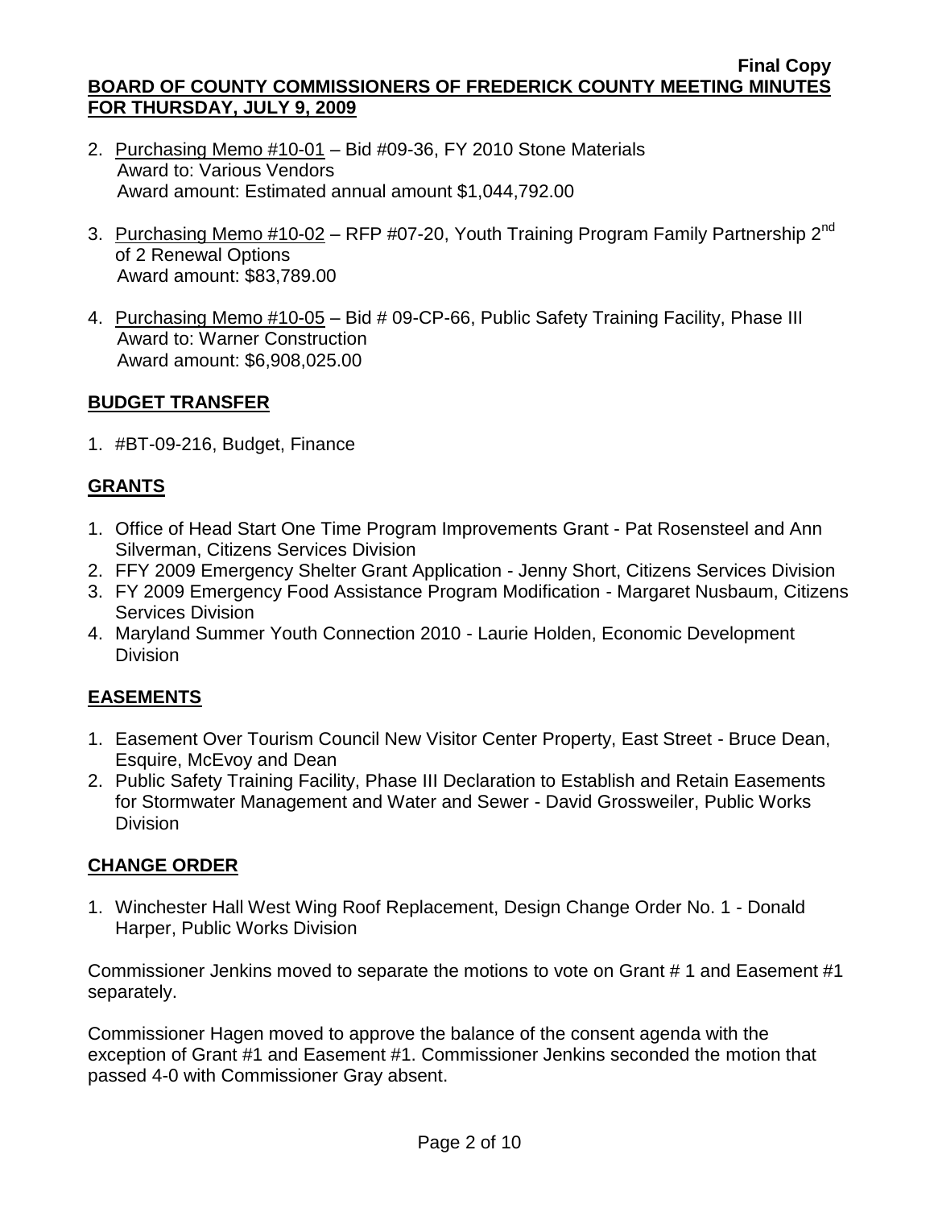2. Purchasing Memo #10-01 – Bid #09-36, FY 2010 Stone Materials
   Award to: Various Vendors
   Award amount: Estimated annual amount $1,044,792.00

3. Purchasing Memo #10-02 – RFP #07-20, Youth Training Program Family Partnership 2nd of 2 Renewal Options
   Award amount: $83,789.00

4. Purchasing Memo #10-05 – Bid # 09-CP-66, Public Safety Training Facility, Phase III
   Award to: Warner Construction
   Award amount: $6,908,025.00

## BUDGET TRANSFER

1. #BT-09-216, Budget, Finance

## GRANTS

1. Office of Head Start One Time Program Improvements Grant - Pat Rosensteel and Ann Silverman, Citizens Services Division
2. FFY 2009 Emergency Shelter Grant Application - Jenny Short, Citizens Services Division
3. FY 2009 Emergency Food Assistance Program Modification - Margaret Nusbaum, Citizens Services Division
4. Maryland Summer Youth Connection 2010 - Laurie Holden, Economic Development Division

## EASEMENTS

1. Easement Over Tourism Council New Visitor Center Property, East Street - Bruce Dean, Esquire, McEvoy and Dean
2. Public Safety Training Facility, Phase III Declaration to Establish and Retain Easements for Stormwater Management and Water and Sewer - David Grossweiler, Public Works Division

## CHANGE ORDER

1. Winchester Hall West Wing Roof Replacement, Design Change Order No. 1 - Donald Harper, Public Works Division

Commissioner Jenkins moved to separate the motions to vote on Grant # 1 and Easement #1 separately.

Commissioner Hagen moved to approve the balance of the consent agenda with the exception of Grant #1 and Easement #1. Commissioner Jenkins seconded the motion that passed 4-0 with Commissioner Gray absent.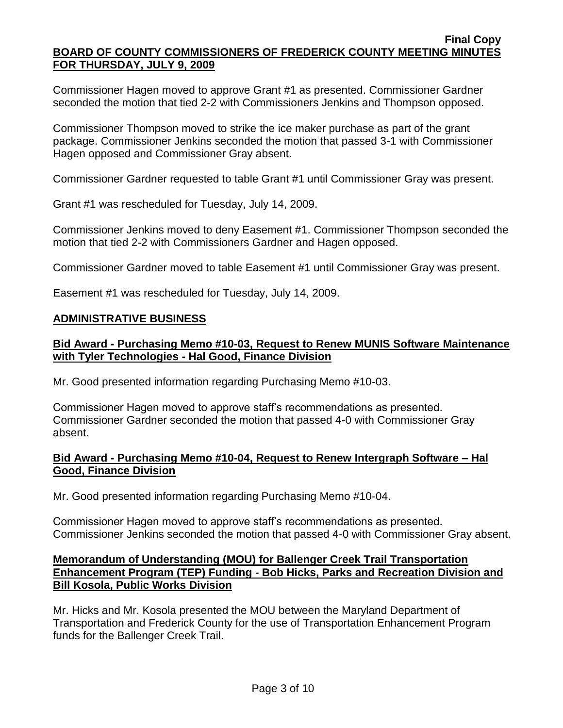Commissioner Hagen moved to approve Grant #1 as presented. Commissioner Gardner seconded the motion that tied 2-2 with Commissioners Jenkins and Thompson opposed.

Commissioner Thompson moved to strike the ice maker purchase as part of the grant package. Commissioner Jenkins seconded the motion that passed 3-1 with Commissioner Hagen opposed and Commissioner Gray absent.

Commissioner Gardner requested to table Grant #1 until Commissioner Gray was present.

Grant #1 was rescheduled for Tuesday, July 14, 2009.

Commissioner Jenkins moved to deny Easement #1. Commissioner Thompson seconded the motion that tied 2-2 with Commissioners Gardner and Hagen opposed.

Commissioner Gardner moved to table Easement #1 until Commissioner Gray was present.

Easement #1 was rescheduled for Tuesday, July 14, 2009.

## ADMINISTRATIVE BUSINESS

### Bid Award - Purchasing Memo #10-03, Request to Renew MUNIS Software Maintenance with Tyler Technologies - Hal Good, Finance Division

Mr. Good presented information regarding Purchasing Memo #10-03.

Commissioner Hagen moved to approve staff's recommendations as presented. Commissioner Gardner seconded the motion that passed 4-0 with Commissioner Gray absent.

### Bid Award - Purchasing Memo #10-04, Request to Renew Intergraph Software – Hal Good, Finance Division

Mr. Good presented information regarding Purchasing Memo #10-04.

Commissioner Hagen moved to approve staff's recommendations as presented. Commissioner Jenkins seconded the motion that passed 4-0 with Commissioner Gray absent.

### Memorandum of Understanding (MOU) for Ballenger Creek Trail Transportation Enhancement Program (TEP) Funding - Bob Hicks, Parks and Recreation Division and Bill Kosola, Public Works Division

Mr. Hicks and Mr. Kosola presented the MOU between the Maryland Department of Transportation and Frederick County for the use of Transportation Enhancement Program funds for the Ballenger Creek Trail.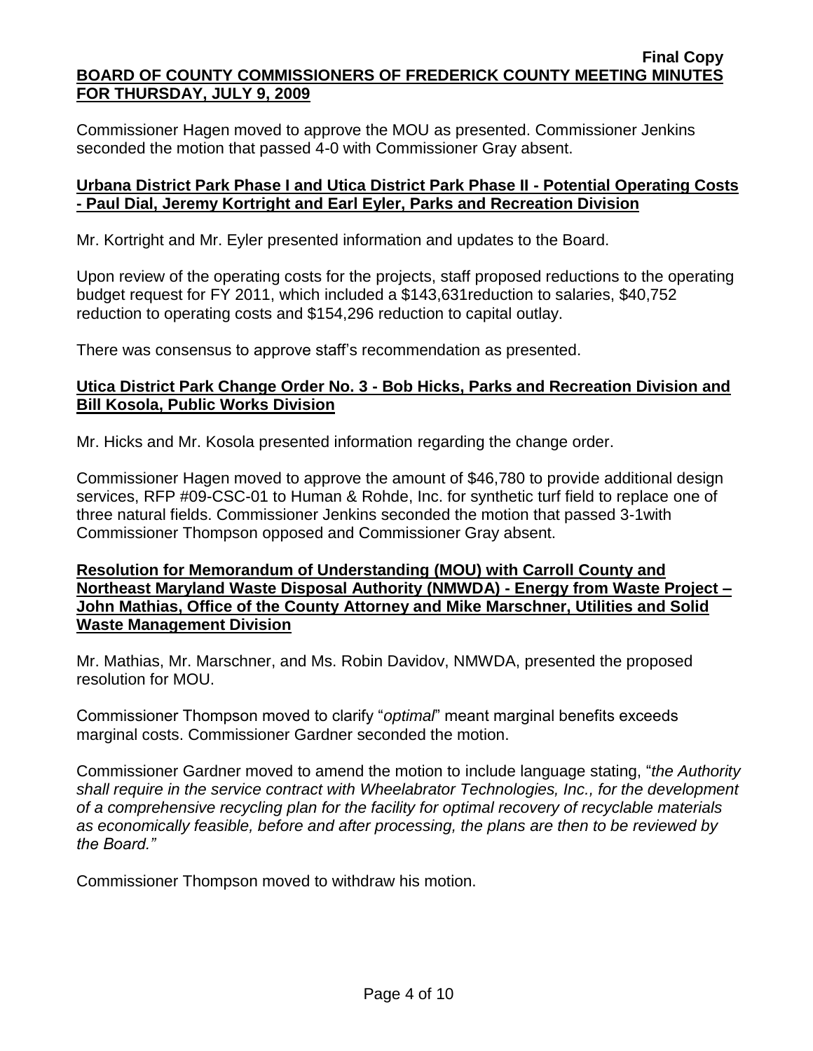Commissioner Hagen moved to approve the MOU as presented. Commissioner Jenkins seconded the motion that passed 4-0 with Commissioner Gray absent.

**Urbana District Park Phase I and Utica District Park Phase II - Potential Operating Costs - Paul Dial, Jeremy Kortright and Earl Eyler, Parks and Recreation Division**

Mr. Kortright and Mr. Eyler presented information and updates to the Board.

Upon review of the operating costs for the projects, staff proposed reductions to the operating budget request for FY 2011, which included a $143,631reduction to salaries, $40,752 reduction to operating costs and $154,296 reduction to capital outlay.

There was consensus to approve staff's recommendation as presented.

**Utica District Park Change Order No. 3 - Bob Hicks, Parks and Recreation Division and Bill Kosola, Public Works Division**

Mr. Hicks and Mr. Kosola presented information regarding the change order.

Commissioner Hagen moved to approve the amount of $46,780 to provide additional design services, RFP #09-CSC-01 to Human & Rohde, Inc. for synthetic turf field to replace one of three natural fields. Commissioner Jenkins seconded the motion that passed 3-1with Commissioner Thompson opposed and Commissioner Gray absent.

**Resolution for Memorandum of Understanding (MOU) with Carroll County and Northeast Maryland Waste Disposal Authority (NMWDA) - Energy from Waste Project – John Mathias, Office of the County Attorney and Mike Marschner, Utilities and Solid Waste Management Division**

Mr. Mathias, Mr. Marschner, and Ms. Robin Davidov, NMWDA, presented the proposed resolution for MOU.

Commissioner Thompson moved to clarify "*optimal*" meant marginal benefits exceeds marginal costs. Commissioner Gardner seconded the motion.

Commissioner Gardner moved to amend the motion to include language stating, "*the Authority shall require in the service contract with Wheelabrator Technologies, Inc., for the development of a comprehensive recycling plan for the facility for optimal recovery of recyclable materials as economically feasible, before and after processing, the plans are then to be reviewed by the Board."*

Commissioner Thompson moved to withdraw his motion.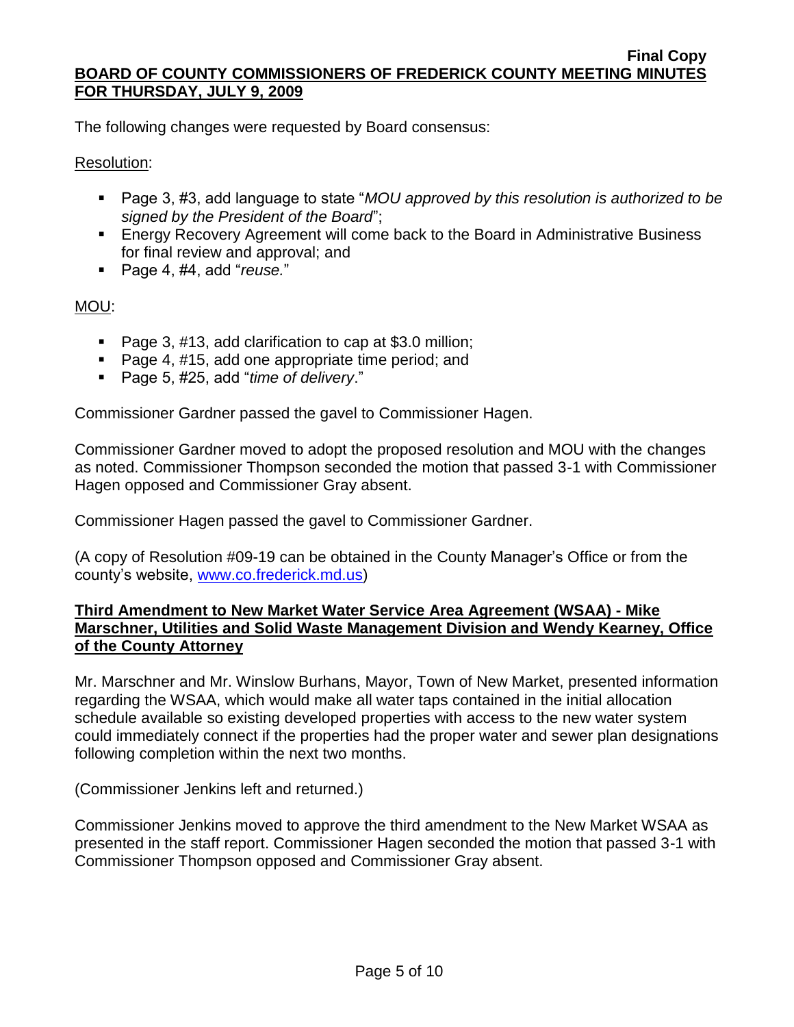The following changes were requested by Board consensus:

Resolution:

- Page 3, #3, add language to state "*MOU approved by this resolution is authorized to be signed by the President of the Board*";
- Energy Recovery Agreement will come back to the Board in Administrative Business for final review and approval; and
- Page 4, #4, add "*reuse.*"

MOU:

- Page 3, #13, add clarification to cap at $3.0 million;
- Page 4, #15, add one appropriate time period; and
- Page 5, #25, add "*time of delivery*."

Commissioner Gardner passed the gavel to Commissioner Hagen.

Commissioner Gardner moved to adopt the proposed resolution and MOU with the changes as noted. Commissioner Thompson seconded the motion that passed 3-1 with Commissioner Hagen opposed and Commissioner Gray absent.

Commissioner Hagen passed the gavel to Commissioner Gardner.

(A copy of Resolution #09-19 can be obtained in the County Manager's Office or from the county's website, [www.co.frederick.md.us](http://www.co.frederick.md.us))

**Third Amendment to New Market Water Service Area Agreement (WSAA) - Mike Marschner, Utilities and Solid Waste Management Division and Wendy Kearney, Office of the County Attorney**

Mr. Marschner and Mr. Winslow Burhans, Mayor, Town of New Market, presented information regarding the WSAA, which would make all water taps contained in the initial allocation schedule available so existing developed properties with access to the new water system could immediately connect if the properties had the proper water and sewer plan designations following completion within the next two months.

(Commissioner Jenkins left and returned.)

Commissioner Jenkins moved to approve the third amendment to the New Market WSAA as presented in the staff report. Commissioner Hagen seconded the motion that passed 3-1 with Commissioner Thompson opposed and Commissioner Gray absent.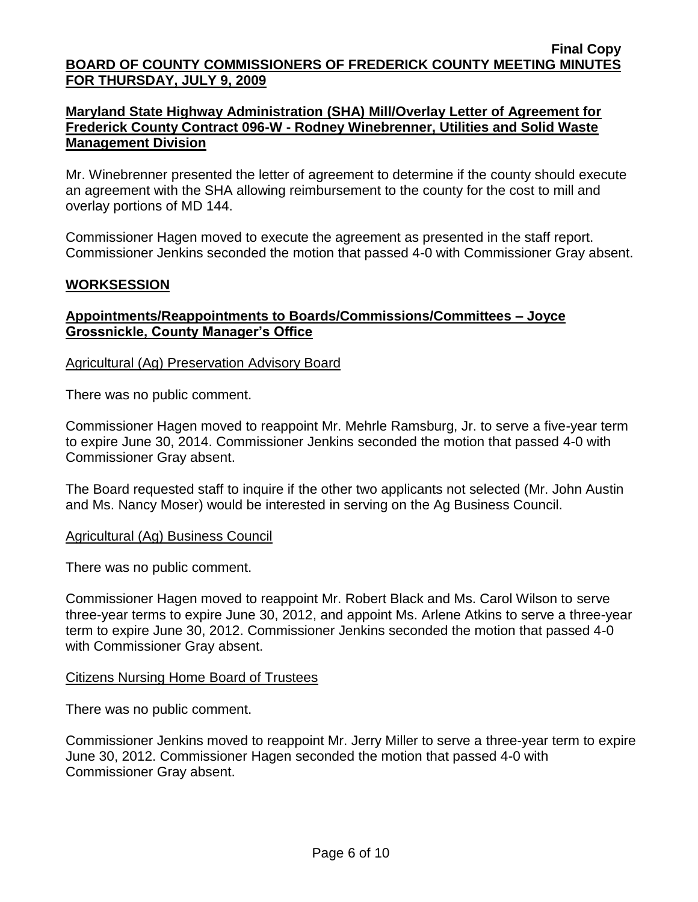**Maryland State Highway Administration (SHA) Mill/Overlay Letter of Agreement for Frederick County Contract 096-W - Rodney Winebrenner, Utilities and Solid Waste Management Division**

Mr. Winebrenner presented the letter of agreement to determine if the county should execute an agreement with the SHA allowing reimbursement to the county for the cost to mill and overlay portions of MD 144.

Commissioner Hagen moved to execute the agreement as presented in the staff report. Commissioner Jenkins seconded the motion that passed 4-0 with Commissioner Gray absent.

## WORKSESSION

**Appointments/Reappointments to Boards/Commissions/Committees – Joyce Grossnickle, County Manager's Office**

Agricultural (Ag) Preservation Advisory Board

There was no public comment.

Commissioner Hagen moved to reappoint Mr. Mehrle Ramsburg, Jr. to serve a five-year term to expire June 30, 2014. Commissioner Jenkins seconded the motion that passed 4-0 with Commissioner Gray absent.

The Board requested staff to inquire if the other two applicants not selected (Mr. John Austin and Ms. Nancy Moser) would be interested in serving on the Ag Business Council.

Agricultural (Ag) Business Council

There was no public comment.

Commissioner Hagen moved to reappoint Mr. Robert Black and Ms. Carol Wilson to serve three-year terms to expire June 30, 2012, and appoint Ms. Arlene Atkins to serve a three-year term to expire June 30, 2012. Commissioner Jenkins seconded the motion that passed 4-0 with Commissioner Gray absent.

Citizens Nursing Home Board of Trustees

There was no public comment.

Commissioner Jenkins moved to reappoint Mr. Jerry Miller to serve a three-year term to expire June 30, 2012. Commissioner Hagen seconded the motion that passed 4-0 with Commissioner Gray absent.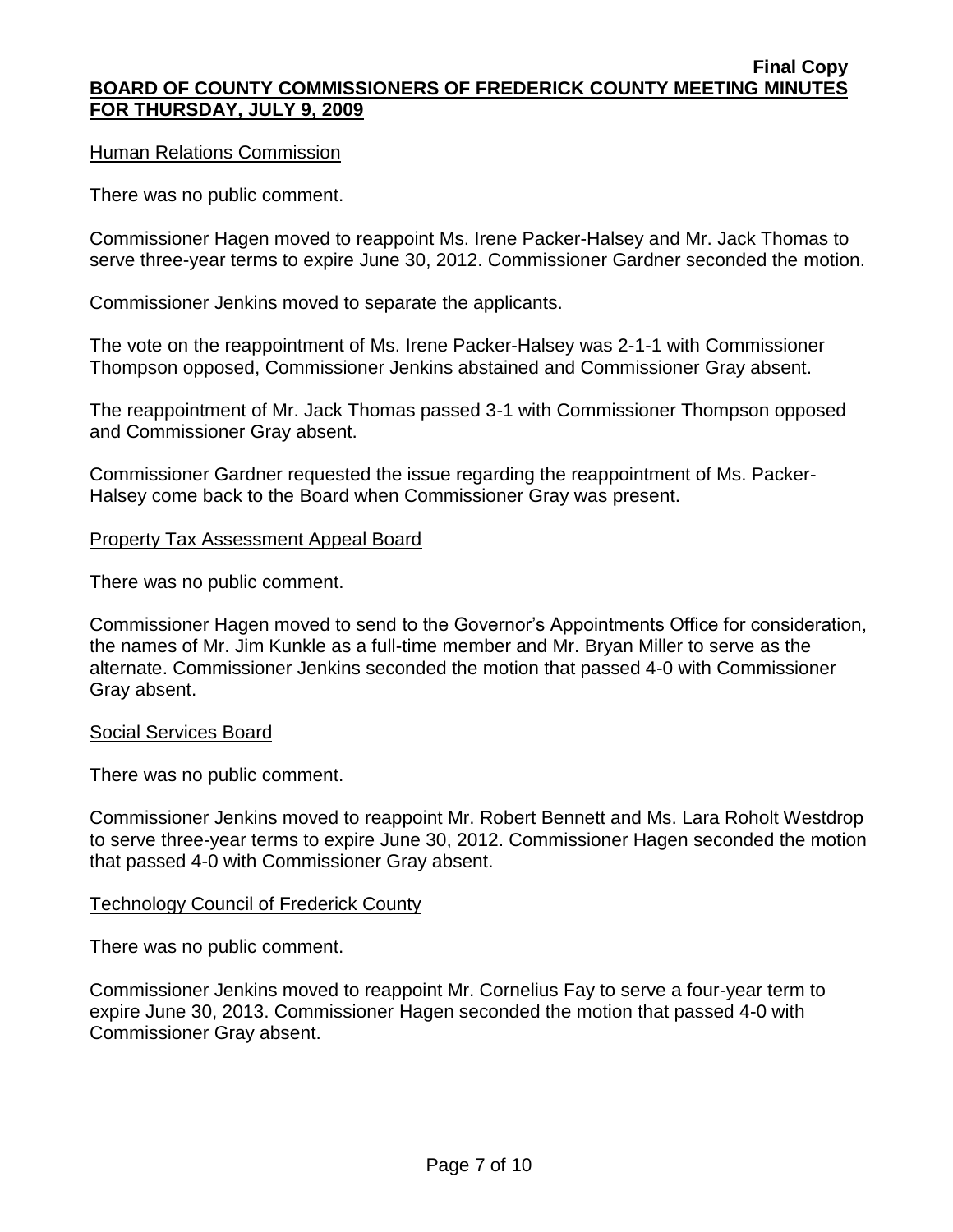Human Relations Commission

There was no public comment.

Commissioner Hagen moved to reappoint Ms. Irene Packer-Halsey and Mr. Jack Thomas to serve three-year terms to expire June 30, 2012. Commissioner Gardner seconded the motion.

Commissioner Jenkins moved to separate the applicants.

The vote on the reappointment of Ms. Irene Packer-Halsey was 2-1-1 with Commissioner Thompson opposed, Commissioner Jenkins abstained and Commissioner Gray absent.

The reappointment of Mr. Jack Thomas passed 3-1 with Commissioner Thompson opposed and Commissioner Gray absent.

Commissioner Gardner requested the issue regarding the reappointment of Ms. Packer-Halsey come back to the Board when Commissioner Gray was present.

Property Tax Assessment Appeal Board

There was no public comment.

Commissioner Hagen moved to send to the Governor's Appointments Office for consideration, the names of Mr. Jim Kunkle as a full-time member and Mr. Bryan Miller to serve as the alternate. Commissioner Jenkins seconded the motion that passed 4-0 with Commissioner Gray absent.

Social Services Board

There was no public comment.

Commissioner Jenkins moved to reappoint Mr. Robert Bennett and Ms. Lara Roholt Westdrop to serve three-year terms to expire June 30, 2012. Commissioner Hagen seconded the motion that passed 4-0 with Commissioner Gray absent.

Technology Council of Frederick County

There was no public comment.

Commissioner Jenkins moved to reappoint Mr. Cornelius Fay to serve a four-year term to expire June 30, 2013. Commissioner Hagen seconded the motion that passed 4-0 with Commissioner Gray absent.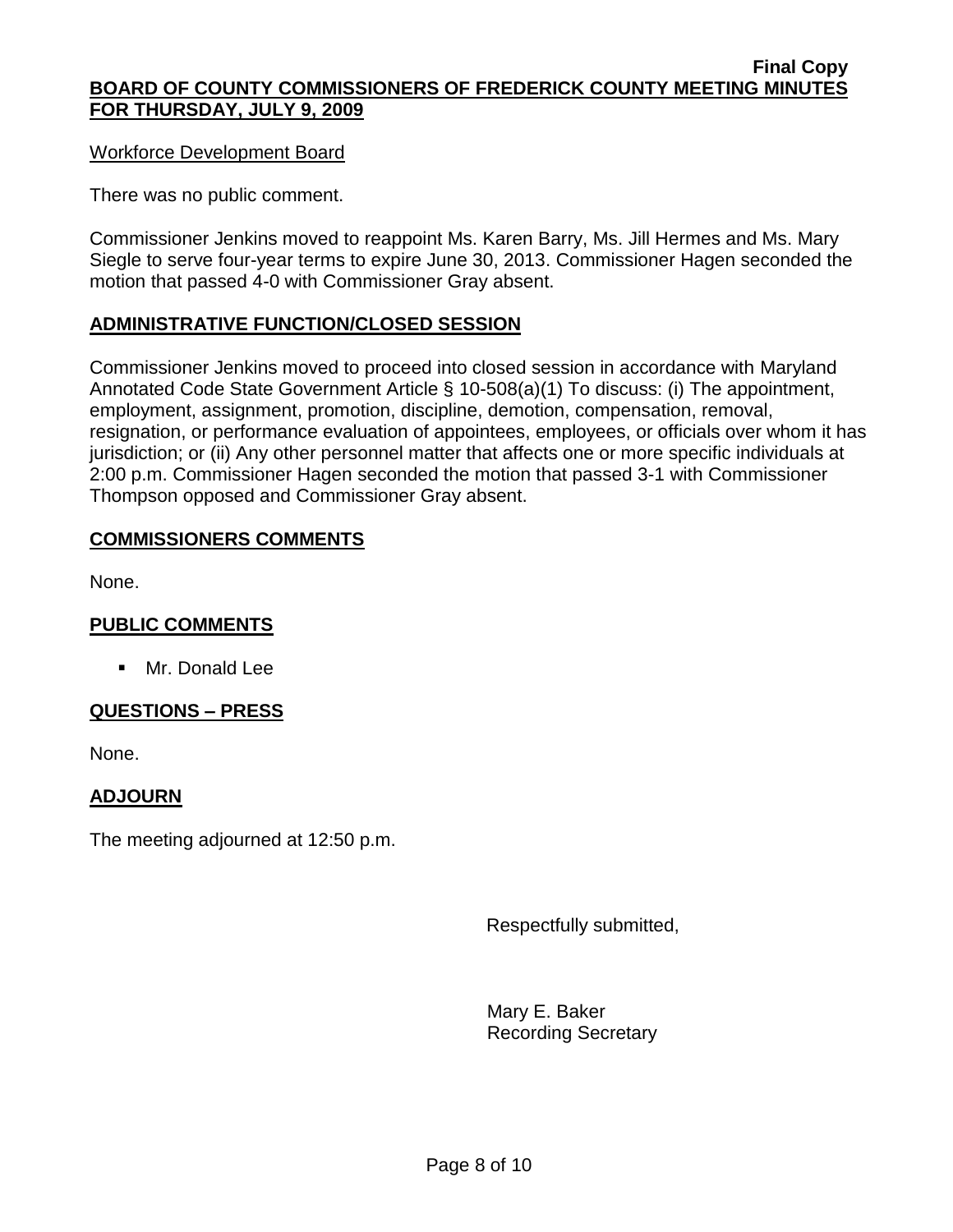Workforce Development Board

There was no public comment.

Commissioner Jenkins moved to reappoint Ms. Karen Barry, Ms. Jill Hermes and Ms. Mary Siegle to serve four-year terms to expire June 30, 2013. Commissioner Hagen seconded the motion that passed 4-0 with Commissioner Gray absent.

## ADMINISTRATIVE FUNCTION/CLOSED SESSION

Commissioner Jenkins moved to proceed into closed session in accordance with Maryland Annotated Code State Government Article § 10-508(a)(1) To discuss: (i) The appointment, employment, assignment, promotion, discipline, demotion, compensation, removal, resignation, or performance evaluation of appointees, employees, or officials over whom it has jurisdiction; or (ii) Any other personnel matter that affects one or more specific individuals at 2:00 p.m. Commissioner Hagen seconded the motion that passed 3-1 with Commissioner Thompson opposed and Commissioner Gray absent.

## COMMISSIONERS COMMENTS

None.

## PUBLIC COMMENTS

- Mr. Donald Lee

## QUESTIONS – PRESS

None.

## ADJOURN

The meeting adjourned at 12:50 p.m.

Respectfully submitted,

Mary E. Baker
Recording Secretary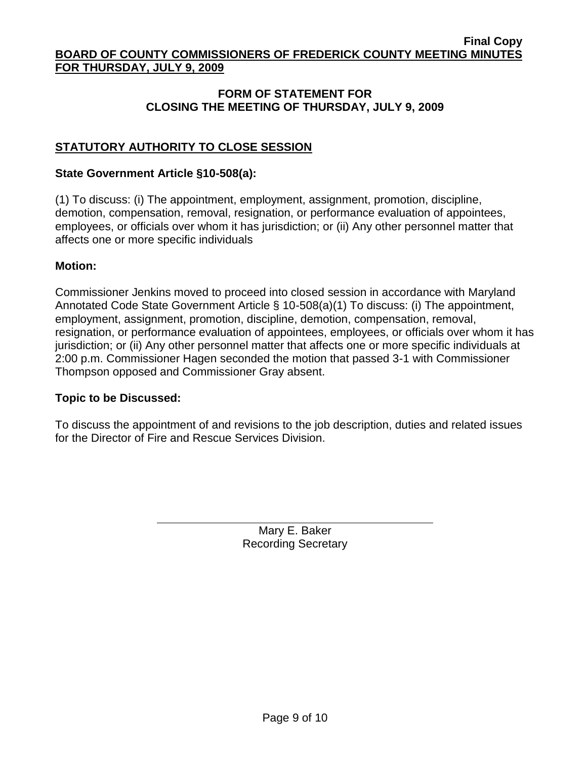## FORM OF STATEMENT FOR CLOSING THE MEETING OF THURSDAY, JULY 9, 2009

### STATUTORY AUTHORITY TO CLOSE SESSION

**State Government Article §10-508(a):**

(1) To discuss: (i) The appointment, employment, assignment, promotion, discipline, demotion, compensation, removal, resignation, or performance evaluation of appointees, employees, or officials over whom it has jurisdiction; or (ii) Any other personnel matter that affects one or more specific individuals

**Motion:**

Commissioner Jenkins moved to proceed into closed session in accordance with Maryland Annotated Code State Government Article § 10-508(a)(1) To discuss: (i) The appointment, employment, assignment, promotion, discipline, demotion, compensation, removal, resignation, or performance evaluation of appointees, employees, or officials over whom it has jurisdiction; or (ii) Any other personnel matter that affects one or more specific individuals at 2:00 p.m. Commissioner Hagen seconded the motion that passed 3-1 with Commissioner Thompson opposed and Commissioner Gray absent.

**Topic to be Discussed:**

To discuss the appointment of and revisions to the job description, duties and related issues for the Director of Fire and Rescue Services Division.

Mary E. Baker
Recording Secretary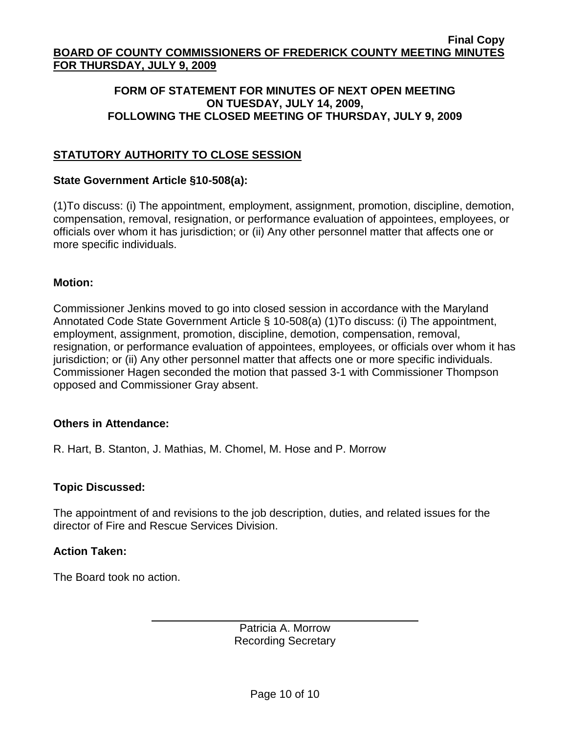**Final Copy**

**BOARD OF COUNTY COMMISSIONERS OF FREDERICK COUNTY MEETING MINUTES FOR THURSDAY, JULY 9, 2009**

**FORM OF STATEMENT FOR MINUTES OF NEXT OPEN MEETING ON TUESDAY, JULY 14, 2009, FOLLOWING THE CLOSED MEETING OF THURSDAY, JULY 9, 2009**

## STATUTORY AUTHORITY TO CLOSE SESSION

### State Government Article §10-508(a):

(1)To discuss: (i) The appointment, employment, assignment, promotion, discipline, demotion, compensation, removal, resignation, or performance evaluation of appointees, employees, or officials over whom it has jurisdiction; or (ii) Any other personnel matter that affects one or more specific individuals.

### Motion:

Commissioner Jenkins moved to go into closed session in accordance with the Maryland Annotated Code State Government Article § 10-508(a) (1)To discuss: (i) The appointment, employment, assignment, promotion, discipline, demotion, compensation, removal, resignation, or performance evaluation of appointees, employees, or officials over whom it has jurisdiction; or (ii) Any other personnel matter that affects one or more specific individuals. Commissioner Hagen seconded the motion that passed 3-1 with Commissioner Thompson opposed and Commissioner Gray absent.

### Others in Attendance:

R. Hart, B. Stanton, J. Mathias, M. Chomel, M. Hose and P. Morrow

### Topic Discussed:

The appointment of and revisions to the job description, duties, and related issues for the director of Fire and Rescue Services Division.

### Action Taken:

The Board took no action.

Patricia A. Morrow
Recording Secretary